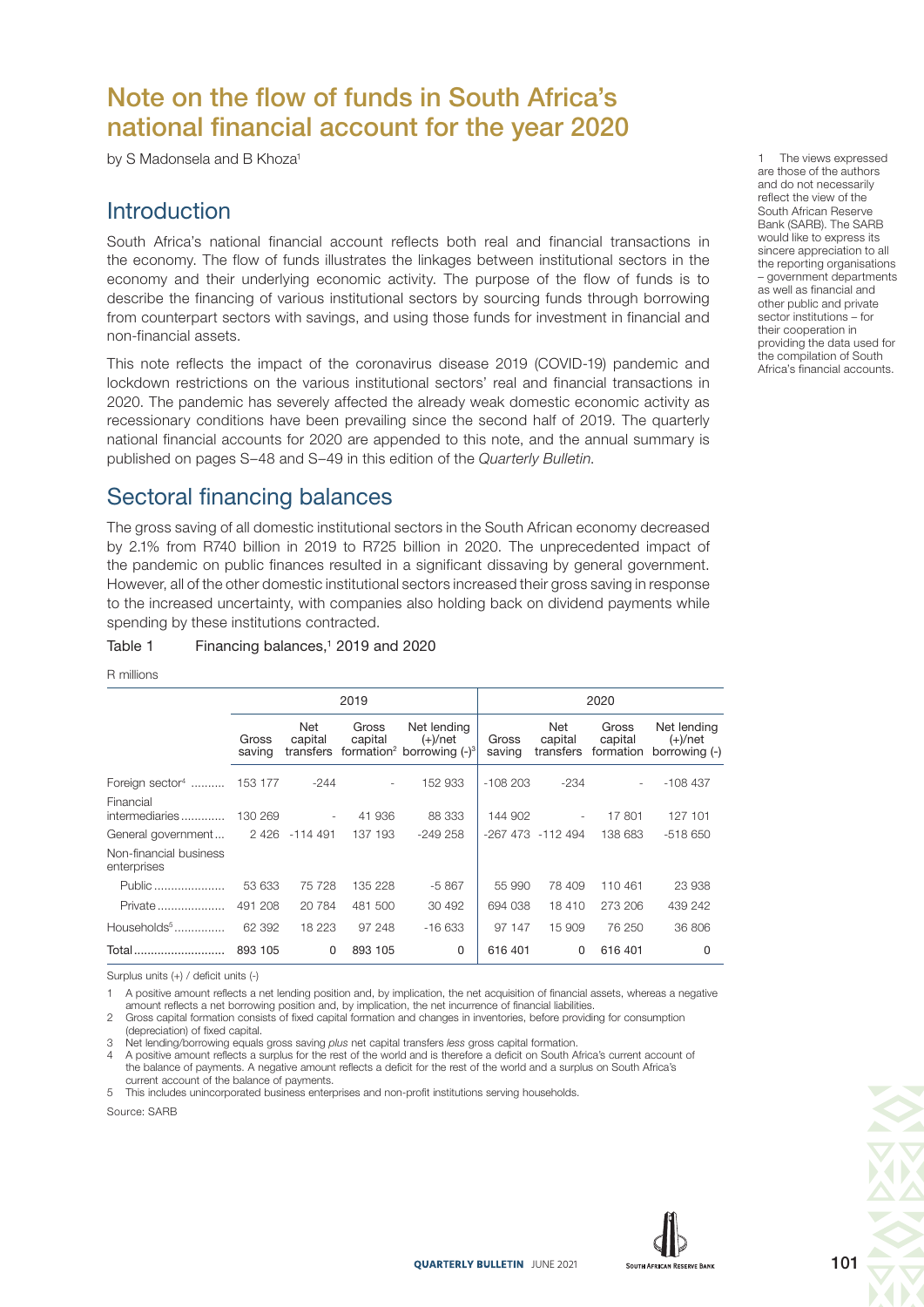# Note on the flow of funds in South Africa's national financial account for the year 2020

by S Madonsela and B Khoza[1]

1 The views expressed are those of the authors and do not necessarily reflect the view of the South African Reserve Bank (SARB). The SARB would like to express its sincere appreciation to all the reporting organisations – government departments as well as financial and other public and private sector institutions – for their cooperation in providing the data used for the compilation of South Africa's financial accounts.

## Introduction

South Africa's national financial account reflects both real and financial transactions in the economy. The flow of funds illustrates the linkages between institutional sectors in the economy and their underlying economic activity. The purpose of the flow of funds is to describe the financing of various institutional sectors by sourcing funds through borrowing from counterpart sectors with savings, and using those funds for investment in financial and non-financial assets.

This note reflects the impact of the coronavirus disease 2019 (COVID-19) pandemic and lockdown restrictions on the various institutional sectors' real and financial transactions in 2020. The pandemic has severely affected the already weak domestic economic activity as recessionary conditions have been prevailing since the second half of 2019. The quarterly national financial accounts for 2020 are appended to this note, and the annual summary is published on pages S–48 and S–49 in this edition of the *Quarterly Bulletin*.

## Sectoral financing balances

The gross saving of all domestic institutional sectors in the South African economy decreased by 2.1% from R740 billion in 2019 to R725 billion in 2020. The unprecedented impact of the pandemic on public finances resulted in a significant dissaving by general government. However, all of the other domestic institutional sectors increased their gross saving in response to the increased uncertainty, with companies also holding back on dividend payments while spending by these institutions contracted.

Table 1 Financing balances,[1] 2019 and 2020

R millions

| | 2019 | | | | 2020 | | | |
|---|---|---|---|---|---|---|---|---|
| | Gross saving | Net capital transfers | Gross capital formation[2] | Net lending (+)/net borrowing (-)[3] | Gross saving | Net capital transfers | Gross capital formation | Net lending (+)/net borrowing (-) |
| Foreign sector[4] | 153 177 | -244 | - | 152 933 | -108 203 | -234 | - | -108 437 |
| Financial intermediaries | 130 269 | - | 41 936 | 88 333 | 144 902 | - | 17 801 | 127 101 |
| General government | 2 426 | -114 491 | 137 193 | -249 258 | -267 473 | -112 494 | 138 683 | -518 650 |
| Non-financial business enterprises | | | | | | | | |
| Public | 53 633 | 75 728 | 135 228 | -5 867 | 55 990 | 78 409 | 110 461 | 23 938 |
| Private | 491 208 | 20 784 | 481 500 | 30 492 | 694 038 | 18 410 | 273 206 | 439 242 |
| Households[5] | 62 392 | 18 223 | 97 248 | -16 633 | 97 147 | 15 909 | 76 250 | 36 806 |
| Total | 893 105 | 0 | 893 105 | 0 | 616 401 | 0 | 616 401 | 0 |

Surplus units (+) / deficit units (-)

1 A positive amount reflects a net lending position and, by implication, the net acquisition of financial assets, whereas a negative amount reflects a net borrowing position and, by implication, the net incurrence of financial liabilities.

2 Gross capital formation consists of fixed capital formation and changes in inventories, before providing for consumption (depreciation) of fixed capital.

3 Net lending/borrowing equals gross saving *plus* net capital transfers *less* gross capital formation.

4 A positive amount reflects a surplus for the rest of the world and is therefore a deficit on South Africa's current account of the balance of payments. A negative amount reflects a deficit for the rest of the world and a surplus on South Africa's current account of the balance of payments.

5 This includes unincorporated business enterprises and non-profit institutions serving households.

Source: SARB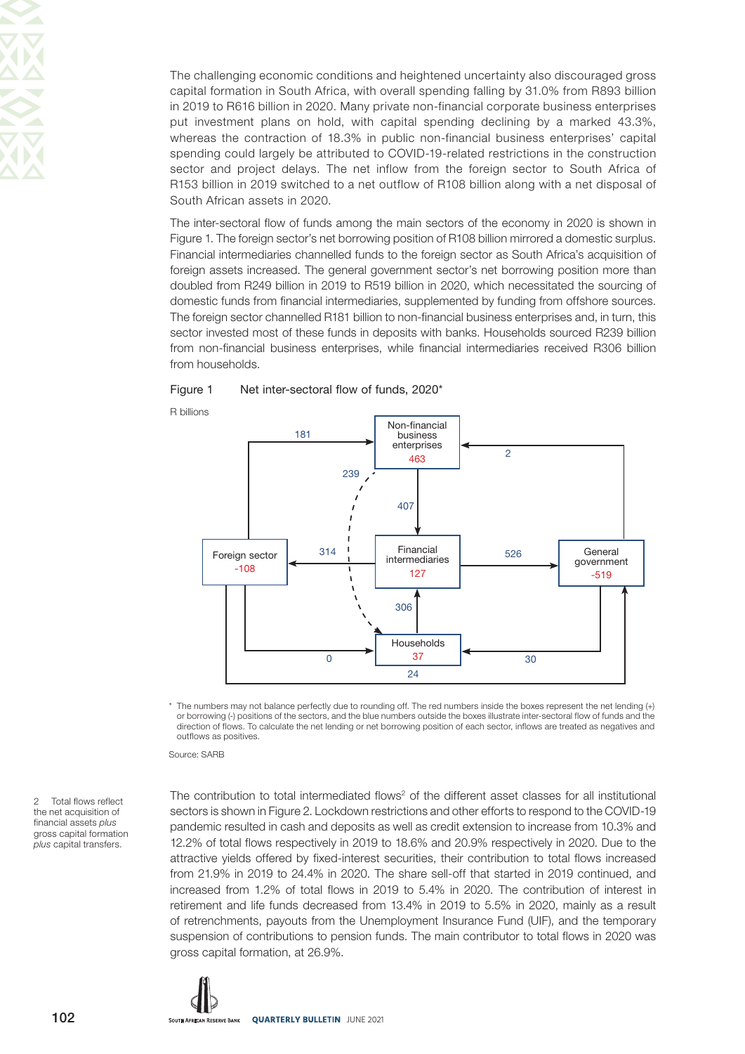The challenging economic conditions and heightened uncertainty also discouraged gross capital formation in South Africa, with overall spending falling by 31.0% from R893 billion in 2019 to R616 billion in 2020. Many private non-financial corporate business enterprises put investment plans on hold, with capital spending declining by a marked 43.3%, whereas the contraction of 18.3% in public non-financial business enterprises' capital spending could largely be attributed to COVID-19-related restrictions in the construction sector and project delays. The net inflow from the foreign sector to South Africa of R153 billion in 2019 switched to a net outflow of R108 billion along with a net disposal of South African assets in 2020.

The inter-sectoral flow of funds among the main sectors of the economy in 2020 is shown in Figure 1. The foreign sector's net borrowing position of R108 billion mirrored a domestic surplus. Financial intermediaries channelled funds to the foreign sector as South Africa's acquisition of foreign assets increased. The general government sector's net borrowing position more than doubled from R249 billion in 2019 to R519 billion in 2020, which necessitated the sourcing of domestic funds from financial intermediaries, supplemented by funding from offshore sources. The foreign sector channelled R181 billion to non-financial business enterprises and, in turn, this sector invested most of these funds in deposits with banks. Households sourced R239 billion from non-financial business enterprises, while financial intermediaries received R306 billion from households.

Figure 1 Net inter-sectoral flow of funds, 2020*

R billions

\* The numbers may not balance perfectly due to rounding off. The red numbers inside the boxes represent the net lending (+) or borrowing (-) positions of the sectors, and the blue numbers outside the boxes illustrate inter-sectoral flow of funds and the direction of flows. To calculate the net lending or net borrowing position of each sector, inflows are treated as negatives and outflows as positives.

Source: SARB

The contribution to total intermediated flows[2] of the different asset classes for all institutional sectors is shown in Figure 2. Lockdown restrictions and other efforts to respond to the COVID-19 pandemic resulted in cash and deposits as well as credit extension to increase from 10.3% and 12.2% of total flows respectively in 2019 to 18.6% and 20.9% respectively in 2020. Due to the attractive yields offered by fixed-interest securities, their contribution to total flows increased from 21.9% in 2019 to 24.4% in 2020. The share sell-off that started in 2019 continued, and increased from 1.2% of total flows in 2019 to 5.4% in 2020. The contribution of interest in retirement and life funds decreased from 13.4% in 2019 to 5.5% in 2020, mainly as a result of retrenchments, payouts from the Unemployment Insurance Fund (UIF), and the temporary suspension of contributions to pension funds. The main contributor to total flows in 2020 was gross capital formation, at 26.9%.

2 Total flows reflect the net acquisition of financial assets *plus* gross capital formation *plus* capital transfers.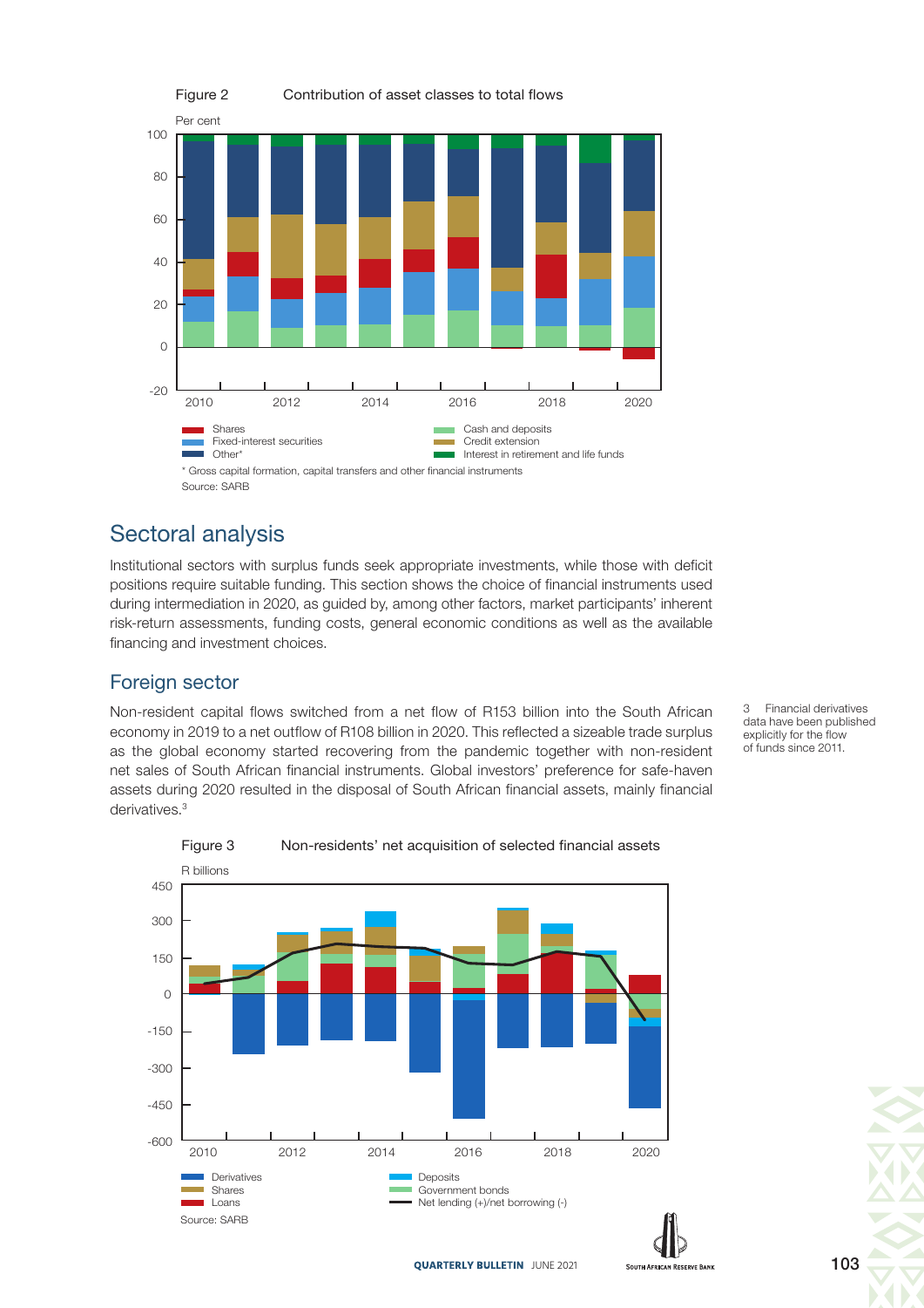Figure 2 Contribution of asset classes to total flows

Per cent

Shares
Fixed-interest securities
Other*
Cash and deposits
Credit extension
Interest in retirement and life funds

\* Gross capital formation, capital transfers and other financial instruments

Source: SARB

## Sectoral analysis

Institutional sectors with surplus funds seek appropriate investments, while those with deficit positions require suitable funding. This section shows the choice of financial instruments used during intermediation in 2020, as guided by, among other factors, market participants' inherent risk-return assessments, funding costs, general economic conditions as well as the available financing and investment choices.

### Foreign sector

Non-resident capital flows switched from a net flow of R153 billion into the South African economy in 2019 to a net outflow of R108 billion in 2020. This reflected a sizeable trade surplus as the global economy started recovering from the pandemic together with non-resident net sales of South African financial instruments. Global investors' preference for safe-haven assets during 2020 resulted in the disposal of South African financial assets, mainly financial derivatives.[3]

3 Financial derivatives data have been published explicitly for the flow of funds since 2011.

Figure 3 Non-residents' net acquisition of selected financial assets

R billions

Derivatives
Shares
Loans
Deposits
Government bonds
Net lending (+)/net borrowing (-)

Source: SARB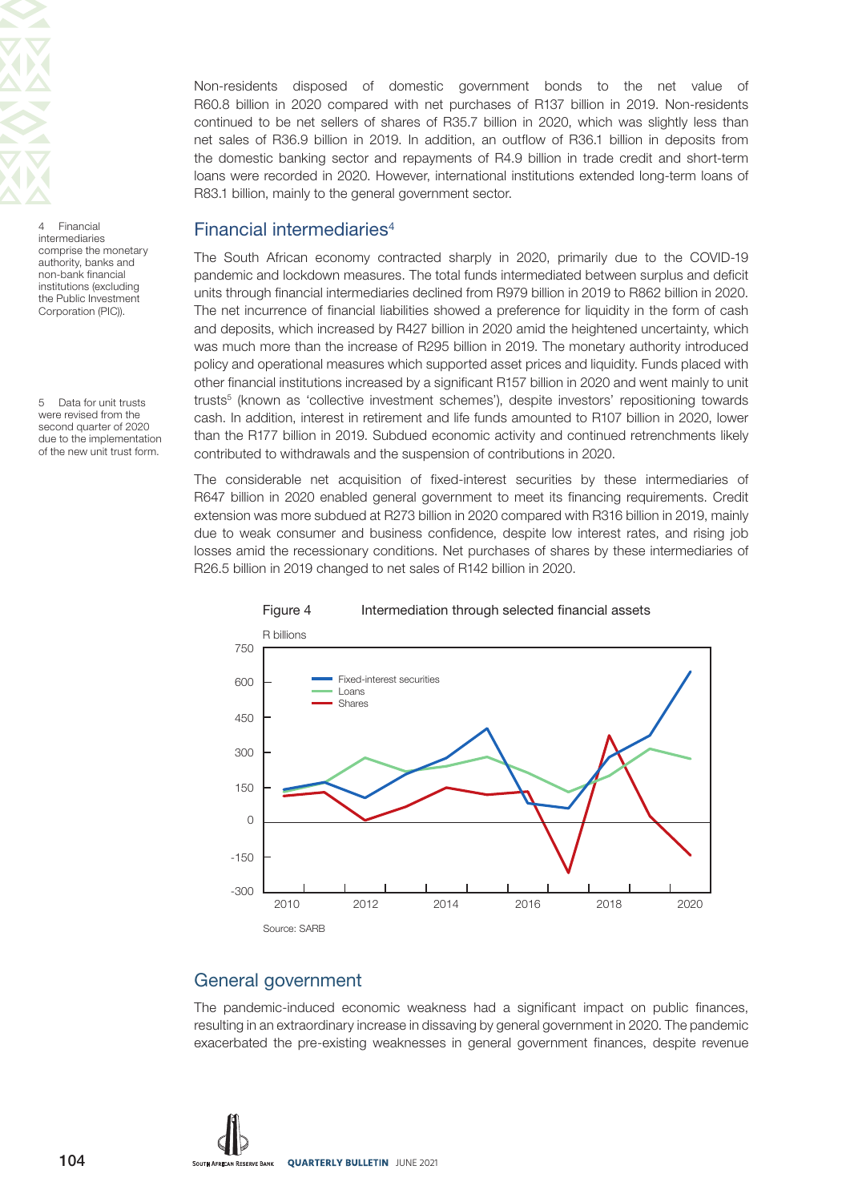Non-residents disposed of domestic government bonds to the net value of R60.8 billion in 2020 compared with net purchases of R137 billion in 2019. Non-residents continued to be net sellers of shares of R35.7 billion in 2020, which was slightly less than net sales of R36.9 billion in 2019. In addition, an outflow of R36.1 billion in deposits from the domestic banking sector and repayments of R4.9 billion in trade credit and short-term loans were recorded in 2020. However, international institutions extended long-term loans of R83.1 billion, mainly to the general government sector.

## Financial intermediaries[4]

The South African economy contracted sharply in 2020, primarily due to the COVID-19 pandemic and lockdown measures. The total funds intermediated between surplus and deficit units through financial intermediaries declined from R979 billion in 2019 to R862 billion in 2020. The net incurrence of financial liabilities showed a preference for liquidity in the form of cash and deposits, which increased by R427 billion in 2020 amid the heightened uncertainty, which was much more than the increase of R295 billion in 2019. The monetary authority introduced policy and operational measures which supported asset prices and liquidity. Funds placed with other financial institutions increased by a significant R157 billion in 2020 and went mainly to unit trusts[5] (known as 'collective investment schemes'), despite investors' repositioning towards cash. In addition, interest in retirement and life funds amounted to R107 billion in 2020, lower than the R177 billion in 2019. Subdued economic activity and continued retrenchments likely contributed to withdrawals and the suspension of contributions in 2020.

The considerable net acquisition of fixed-interest securities by these intermediaries of R647 billion in 2020 enabled general government to meet its financing requirements. Credit extension was more subdued at R273 billion in 2020 compared with R316 billion in 2019, mainly due to weak consumer and business confidence, despite low interest rates, and rising job losses amid the recessionary conditions. Net purchases of shares by these intermediaries of R26.5 billion in 2019 changed to net sales of R142 billion in 2020.

Figure 4 Intermediation through selected financial assets

Source: SARB

4 Financial intermediaries comprise the monetary authority, banks and non-bank financial institutions (excluding the Public Investment Corporation (PIC)).

5 Data for unit trusts were revised from the second quarter of 2020 due to the implementation of the new unit trust form.

## General government

The pandemic-induced economic weakness had a significant impact on public finances, resulting in an extraordinary increase in dissaving by general government in 2020. The pandemic exacerbated the pre-existing weaknesses in general government finances, despite revenue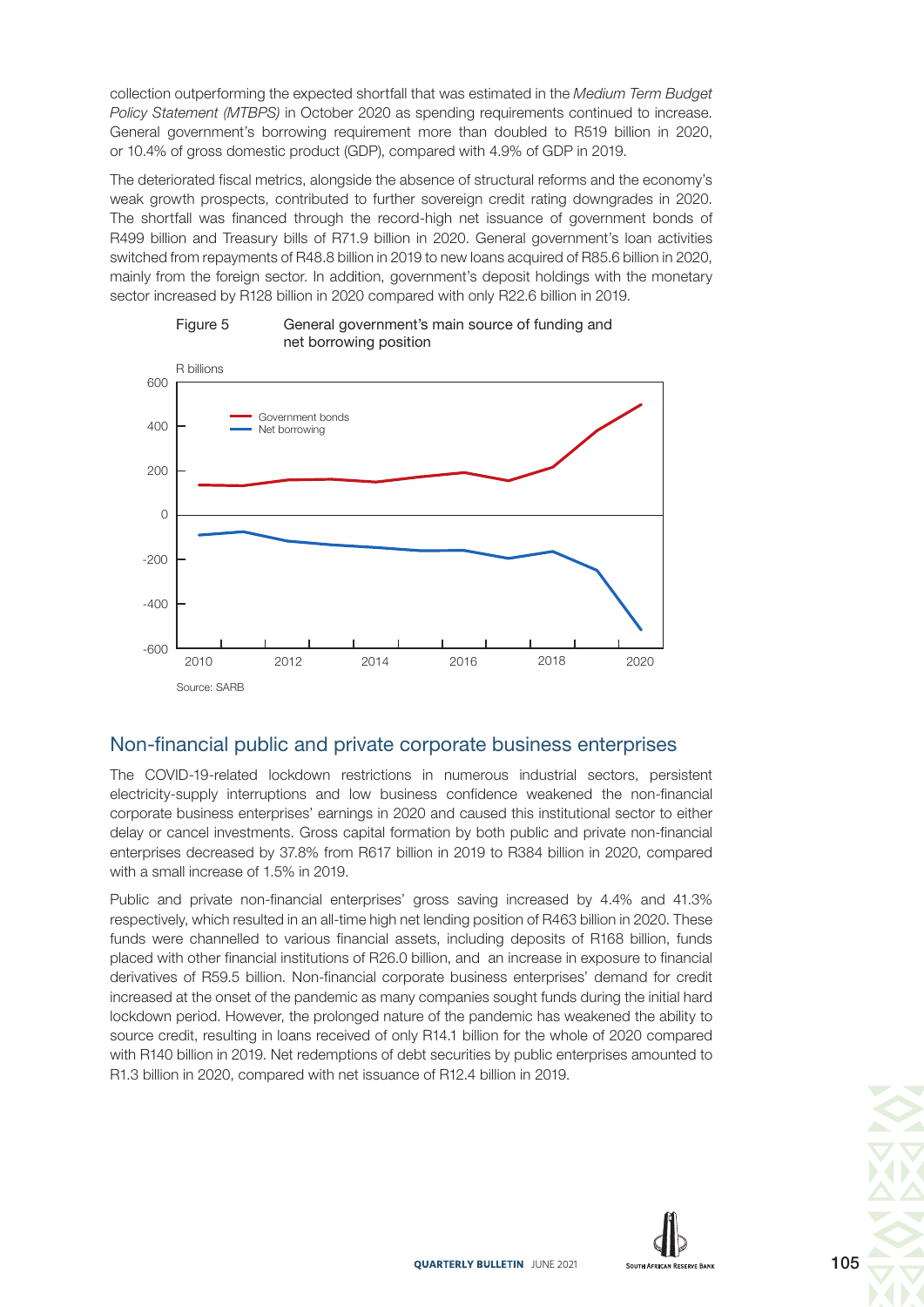collection outperforming the expected shortfall that was estimated in the *Medium Term Budget Policy Statement (MTBPS)* in October 2020 as spending requirements continued to increase. General government's borrowing requirement more than doubled to R519 billion in 2020, or 10.4% of gross domestic product (GDP), compared with 4.9% of GDP in 2019.

The deteriorated fiscal metrics, alongside the absence of structural reforms and the economy's weak growth prospects, contributed to further sovereign credit rating downgrades in 2020. The shortfall was financed through the record-high net issuance of government bonds of R499 billion and Treasury bills of R71.9 billion in 2020. General government's loan activities switched from repayments of R48.8 billion in 2019 to new loans acquired of R85.6 billion in 2020, mainly from the foreign sector. In addition, government's deposit holdings with the monetary sector increased by R128 billion in 2020 compared with only R22.6 billion in 2019.

Figure 5 General government's main source of funding and net borrowing position

Source: SARB

## Non-financial public and private corporate business enterprises

The COVID-19-related lockdown restrictions in numerous industrial sectors, persistent electricity-supply interruptions and low business confidence weakened the non-financial corporate business enterprises' earnings in 2020 and caused this institutional sector to either delay or cancel investments. Gross capital formation by both public and private non-financial enterprises decreased by 37.8% from R617 billion in 2019 to R384 billion in 2020, compared with a small increase of 1.5% in 2019.

Public and private non-financial enterprises' gross saving increased by 4.4% and 41.3% respectively, which resulted in an all-time high net lending position of R463 billion in 2020. These funds were channelled to various financial assets, including deposits of R168 billion, funds placed with other financial institutions of R26.0 billion, and an increase in exposure to financial derivatives of R59.5 billion. Non-financial corporate business enterprises' demand for credit increased at the onset of the pandemic as many companies sought funds during the initial hard lockdown period. However, the prolonged nature of the pandemic has weakened the ability to source credit, resulting in loans received of only R14.1 billion for the whole of 2020 compared with R140 billion in 2019. Net redemptions of debt securities by public enterprises amounted to R1.3 billion in 2020, compared with net issuance of R12.4 billion in 2019.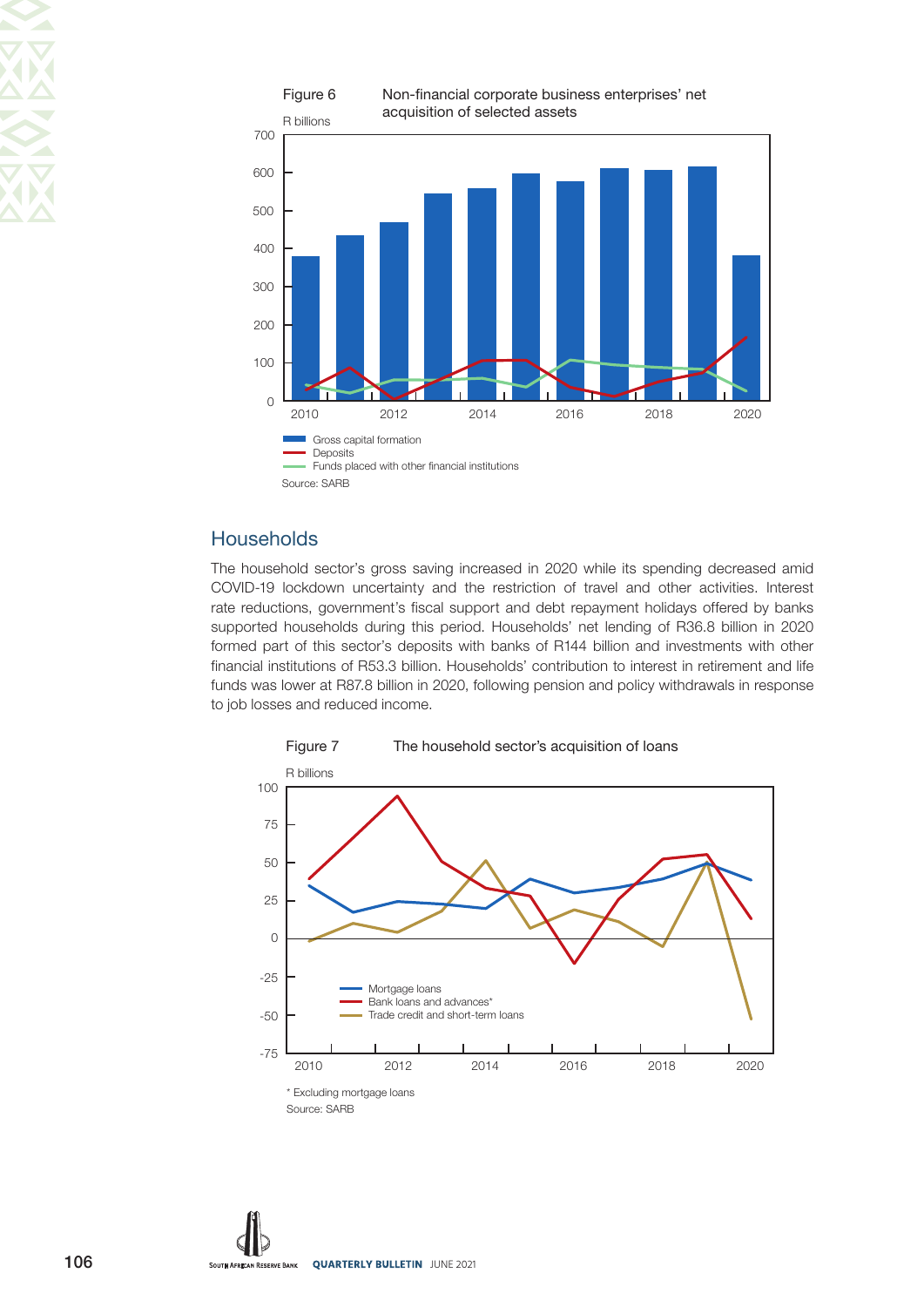Figure 6 Non-financial corporate business enterprises' net acquisition of selected assets

R billions

Gross capital formation
Deposits
Funds placed with other financial institutions

Source: SARB

## Households

The household sector's gross saving increased in 2020 while its spending decreased amid COVID-19 lockdown uncertainty and the restriction of travel and other activities. Interest rate reductions, government's fiscal support and debt repayment holidays offered by banks supported households during this period. Households' net lending of R36.8 billion in 2020 formed part of this sector's deposits with banks of R144 billion and investments with other financial institutions of R53.3 billion. Households' contribution to interest in retirement and life funds was lower at R87.8 billion in 2020, following pension and policy withdrawals in response to job losses and reduced income.

Figure 7 The household sector's acquisition of loans

R billions

Mortgage loans
Bank loans and advances*
Trade credit and short-term loans

* Excluding mortgage loans

Source: SARB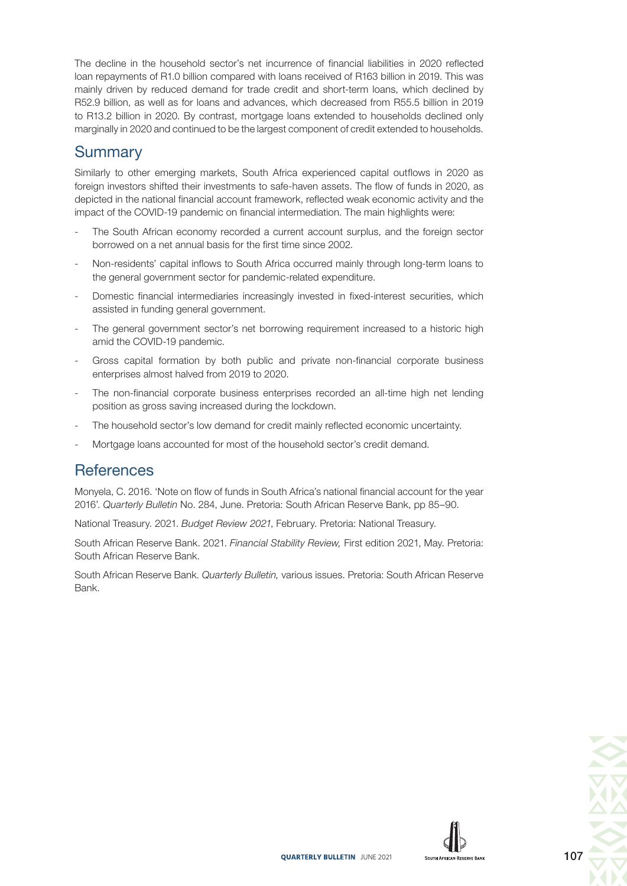The decline in the household sector's net incurrence of financial liabilities in 2020 reflected loan repayments of R1.0 billion compared with loans received of R163 billion in 2019. This was mainly driven by reduced demand for trade credit and short-term loans, which declined by R52.9 billion, as well as for loans and advances, which decreased from R55.5 billion in 2019 to R13.2 billion in 2020. By contrast, mortgage loans extended to households declined only marginally in 2020 and continued to be the largest component of credit extended to households.

## Summary

Similarly to other emerging markets, South Africa experienced capital outflows in 2020 as foreign investors shifted their investments to safe-haven assets. The flow of funds in 2020, as depicted in the national financial account framework, reflected weak economic activity and the impact of the COVID-19 pandemic on financial intermediation. The main highlights were:

- The South African economy recorded a current account surplus, and the foreign sector borrowed on a net annual basis for the first time since 2002.
- Non-residents' capital inflows to South Africa occurred mainly through long-term loans to the general government sector for pandemic-related expenditure.
- Domestic financial intermediaries increasingly invested in fixed-interest securities, which assisted in funding general government.
- The general government sector's net borrowing requirement increased to a historic high amid the COVID-19 pandemic.
- Gross capital formation by both public and private non-financial corporate business enterprises almost halved from 2019 to 2020.
- The non-financial corporate business enterprises recorded an all-time high net lending position as gross saving increased during the lockdown.
- The household sector's low demand for credit mainly reflected economic uncertainty.
- Mortgage loans accounted for most of the household sector's credit demand.

## References

Monyela, C. 2016. 'Note on flow of funds in South Africa's national financial account for the year 2016'. *Quarterly Bulletin* No. 284, June. Pretoria: South African Reserve Bank, pp 85–90.

National Treasury. 2021. *Budget Review 2021*, February. Pretoria: National Treasury.

South African Reserve Bank. 2021. *Financial Stability Review,* First edition 2021, May. Pretoria: South African Reserve Bank.

South African Reserve Bank. *Quarterly Bulletin,* various issues. Pretoria: South African Reserve Bank.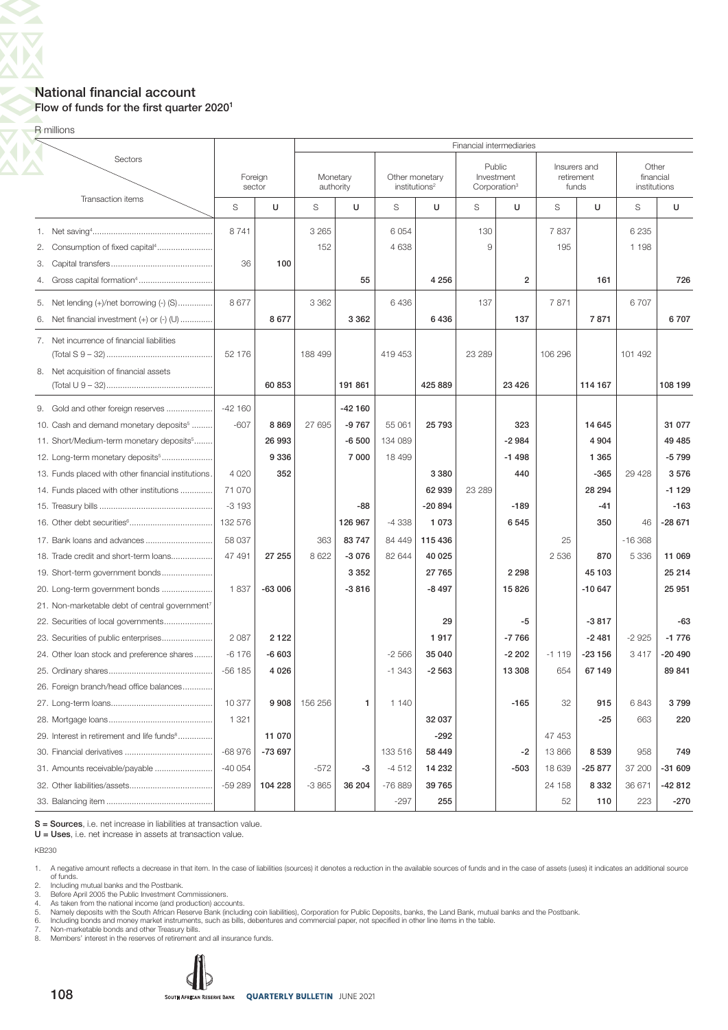## National financial account

### Flow of funds for the first quarter 2020[1]

R millions

| Sectors / Transaction items | Foreign sector | | Financial intermediaries: Monetary authority | | Other monetary institutions[2] | | Public Investment Corporation[3] | | Insurers and retirement funds | | Other financial institutions | |
|---|---|---|---|---|---|---|---|---|---|---|---|---|
| | S | U | S | U | S | U | S | U | S | U | S | U |
| 1. Net saving[4] | 8 741 | | 3 265 | | 6 054 | | 130 | | 7 837 | | 6 235 | |
| 2. Consumption of fixed capital[4] | | | 152 | | 4 638 | | 9 | | 195 | | 1 198 | |
| 3. Capital transfers | 36 | **100** | | | | | | | | | | |
| 4. Gross capital formation[4] | | | | **55** | | **4 256** | | **2** | | **161** | | **726** |
| 5. Net lending (+)/net borrowing (-) (S) | 8 677 | | 3 362 | | 6 436 | | 137 | | 7 871 | | 6 707 | |
| 6. Net financial investment (+) or (-) (U) | | **8 677** | | **3 362** | | **6 436** | | **137** | | **7 871** | | **6 707** |
| 7. Net incurrence of financial liabilities (Total S 9 – 32) | 52 176 | | 188 499 | | 419 453 | | 23 289 | | 106 296 | | 101 492 | |
| 8. Net acquisition of financial assets (Total U 9 – 32) | | **60 853** | | **191 861** | | **425 889** | | **23 426** | | **114 167** | | **108 199** |
| 9. Gold and other foreign reserves | -42 160 | | | **-42 160** | | | | | | | | |
| 10. Cash and demand monetary deposits[5] | -607 | **8 869** | 27 695 | **-9 767** | 55 061 | **25 793** | | **323** | | **14 645** | | **31 077** |
| 11. Short/Medium-term monetary deposits[5] | | **26 993** | | **-6 500** | 134 089 | | | **-2 984** | | **4 904** | | **49 485** |
| 12. Long-term monetary deposits[5] | | **9 336** | | **7 000** | 18 499 | | | **-1 498** | | **1 365** | | **-5 799** |
| 13. Funds placed with other financial institutions | 4 020 | **352** | | | | **3 380** | | **440** | | **-365** | 29 428 | **3 576** |
| 14. Funds placed with other institutions | 71 070 | | | | | **62 939** | 23 289 | | | **28 294** | | **-1 129** |
| 15. Treasury bills | -3 193 | | | **-88** | | **-20 894** | | **-189** | | **-41** | | **-163** |
| 16. Other debt securities[6] | 132 576 | | | **126 967** | -4 338 | **1 073** | | **6 545** | | **350** | 46 | **-28 671** |
| 17. Bank loans and advances | 58 037 | | 363 | **83 747** | 84 449 | **115 436** | | | 25 | | -16 368 | |
| 18. Trade credit and short-term loans | 47 491 | **27 255** | 8 622 | **-3 076** | 82 644 | **40 025** | | | 2 536 | **870** | 5 336 | **11 069** |
| 19. Short-term government bonds | | | | **3 352** | | **27 765** | | **2 298** | | **45 103** | | **25 214** |
| 20. Long-term government bonds | 1 837 | **-63 006** | | **-3 816** | | **-8 497** | | **15 826** | | **-10 647** | | **25 951** |
| 21. Non-marketable debt of central government[7] | | | | | | | | | | | | |
| 22. Securities of local governments | | | | | | **29** | | **-5** | | **-3 817** | | **-63** |
| 23. Securities of public enterprises | 2 087 | **2 122** | | | | **1 917** | | **-7 766** | | **-2 481** | -2 925 | **-1 776** |
| 24. Other loan stock and preference shares | -6 176 | **-6 603** | | | -2 566 | **35 040** | | **-2 202** | -1 119 | **-23 156** | 3 417 | **-20 490** |
| 25. Ordinary shares | -56 185 | **4 026** | | | -1 343 | **-2 563** | | **13 308** | 654 | **67 149** | | **89 841** |
| 26. Foreign branch/head office balances | | | | | | | | | | | | |
| 27. Long-term loans | 10 377 | **9 908** | 156 256 | **1** | 1 140 | | | **-165** | 32 | **915** | 6 843 | **3 799** |
| 28. Mortgage loans | 1 321 | | | | | **32 037** | | | | **-25** | 663 | **220** |
| 29. Interest in retirement and life funds[8] | | **11 070** | | | | **-292** | | | 47 453 | | | |
| 30. Financial derivatives | -68 976 | **-73 697** | | | 133 516 | **58 449** | | **-2** | 13 866 | **8 539** | 958 | **749** |
| 31. Amounts receivable/payable | -40 054 | | -572 | **-3** | -4 512 | **14 232** | | **-503** | 18 639 | **-25 877** | 37 200 | **-31 609** |
| 32. Other liabilities/assets | -59 289 | **104 228** | -3 865 | **36 204** | -76 889 | **39 765** | | | 24 158 | **8 332** | 36 671 | **-42 812** |
| 33. Balancing item | | | | | -297 | **255** | | | 52 | **110** | 223 | **-270** |

**S = Sources**, i.e. net increase in liabilities at transaction value.
**U = Uses**, i.e. net increase in assets at transaction value.

KB230

1. A negative amount reflects a decrease in that item. In the case of liabilities (sources) it denotes a reduction in the available sources of funds and in the case of assets (uses) it indicates an additional source of funds.
2. Including mutual banks and the Postbank.
3. Before April 2005 the Public Investment Commissioners.
4. As taken from the national income (and production) accounts.
5. Namely deposits with the South African Reserve Bank (including coin liabilities), Corporation for Public Deposits, banks, the Land Bank, mutual banks and the Postbank.
6. Including bonds and money market instruments, such as bills, debentures and commercial paper, not specified in other line items in the table.
7. Non-marketable bonds and other Treasury bills.
8. Members' interest in the reserves of retirement and all insurance funds.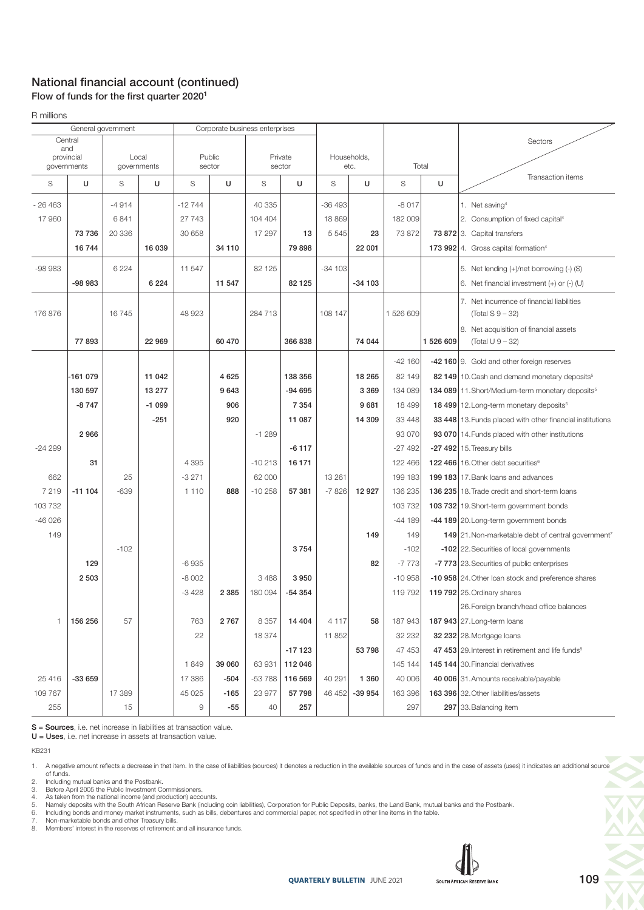## National financial account (continued)

### Flow of funds for the first quarter 2020[1]

R millions

| General government | | | | Corporate business enterprises | | | | | | | | Sectors / Transaction items |
|---|---|---|---|---|---|---|---|---|---|---|---|---|
| Central and provincial governments | | Local governments | | Public sector | | Private sector | | Households, etc. | | Total | | |
| S | U | S | U | S | U | S | U | S | U | S | U | |
| - 26 463 | | -4 914 | | -12 744 | | 40 335 | | -36 493 | | -8 017 | | 1. Net saving[4] |
| 17 960 | | 6 841 | | 27 743 | | 104 404 | | 18 869 | | 182 009 | | 2. Consumption of fixed capital[4] |
| | 73 736 | 20 336 | | 30 658 | | 17 297 | 13 | 5 545 | 23 | 73 872 | 73 872 | 3. Capital transfers |
| | 16 744 | | 16 039 | | 34 110 | | 79 898 | | 22 001 | | 173 992 | 4. Gross capital formation[4] |
| -98 983 | | 6 224 | | 11 547 | | 82 125 | | -34 103 | | | | 5. Net lending (+)/net borrowing (-) (S) |
| | -98 983 | | 6 224 | | 11 547 | | 82 125 | | -34 103 | | | 6. Net financial investment (+) or (-) (U) |
| 176 876 | | 16 745 | | 48 923 | | 284 713 | | 108 147 | | 1 526 609 | | 7. Net incurrence of financial liabilities (Total S 9 – 32) |
| | 77 893 | | 22 969 | | 60 470 | | 366 838 | | 74 044 | | 1 526 609 | 8. Net acquisition of financial assets (Total U 9 – 32) |
| | | | | | | | | | | -42 160 | -42 160 | 9. Gold and other foreign reserves |
| | -161 079 | | 11 042 | | 4 625 | | 138 356 | | 18 265 | 82 149 | 82 149 | 10. Cash and demand monetary deposits[5] |
| | 130 597 | | 13 277 | | 9 643 | | -94 695 | | 3 369 | 134 089 | 134 089 | 11. Short/Medium-term monetary deposits[5] |
| | -8 747 | | -1 099 | | 906 | | 7 354 | | 9 681 | 18 499 | 18 499 | 12. Long-term monetary deposits[5] |
| | | | -251 | | 920 | | 11 087 | | 14 309 | 33 448 | 33 448 | 13. Funds placed with other financial institutions |
| | 2 966 | | | | | -1 289 | | | | 93 070 | 93 070 | 14. Funds placed with other institutions |
| -24 299 | | | | | | | -6 117 | | | -27 492 | -27 492 | 15. Treasury bills |
| | 31 | | | 4 395 | | -10 213 | 16 171 | | | 122 466 | 122 466 | 16. Other debt securities[6] |
| 662 | | 25 | | -3 271 | | 62 000 | | 13 261 | | 199 183 | 199 183 | 17. Bank loans and advances |
| 7 219 | -11 104 | -639 | | 1 110 | 888 | -10 258 | 57 381 | -7 826 | 12 927 | 136 235 | 136 235 | 18. Trade credit and short-term loans |
| 103 732 | | | | | | | | | | 103 732 | 103 732 | 19. Short-term government bonds |
| -46 026 | | | | | | | | | | -44 189 | -44 189 | 20. Long-term government bonds |
| 149 | | | | | | | | | 149 | 149 | 149 | 21. Non-marketable debt of central government[7] |
| | | -102 | | | | | 3 754 | | | -102 | -102 | 22. Securities of local governments |
| | 129 | | | -6 935 | | | | | 82 | -7 773 | -7 773 | 23. Securities of public enterprises |
| | 2 503 | | | -8 002 | | 3 488 | 3 950 | | | -10 958 | -10 958 | 24. Other loan stock and preference shares |
| | | | | -3 428 | 2 385 | 180 094 | -54 354 | | | 119 792 | 119 792 | 25. Ordinary shares |
| | | | | | | | | | | | | 26. Foreign branch/head office balances |
| 1 | 156 256 | 57 | | 763 | 2 767 | 8 357 | 14 404 | 4 117 | 58 | 187 943 | 187 943 | 27. Long-term loans |
| | | | | 22 | | 18 374 | | 11 852 | | 32 232 | 32 232 | 28. Mortgage loans |
| | | | | | | | -17 123 | | 53 798 | 47 453 | 47 453 | 29. Interest in retirement and life funds[8] |
| | | | | 1 849 | 39 060 | 63 931 | 112 046 | | | 145 144 | 145 144 | 30. Financial derivatives |
| 25 416 | -33 659 | | | 17 386 | -504 | -53 788 | 116 569 | 40 291 | 1 360 | 40 006 | 40 006 | 31. Amounts receivable/payable |
| 109 767 | | 17 389 | | 45 025 | -165 | 23 977 | 57 798 | 46 452 | -39 954 | 163 396 | 163 396 | 32. Other liabilities/assets |
| 255 | | 15 | | 9 | -55 | 40 | 257 | | | 297 | 297 | 33. Balancing item |

**S = Sources**, i.e. net increase in liabilities at transaction value.
**U = Uses**, i.e. net increase in assets at transaction value.

KB231

1. A negative amount reflects a decrease in that item. In the case of liabilities (sources) it denotes a reduction in the available sources of funds and in the case of assets (uses) it indicates an additional source of funds.
2. Including mutual banks and the Postbank.
3. Before April 2005 the Public Investment Commissioners.
4. As taken from the national income (and production) accounts.
5. Namely deposits with the South African Reserve Bank (including coin liabilities), Corporation for Public Deposits, banks, the Land Bank, mutual banks and the Postbank.
6. Including bonds and money market instruments, such as bills, debentures and commercial paper, not specified in other line items in the table.
7. Non-marketable bonds and other Treasury bills.
8. Members' interest in the reserves of retirement and all insurance funds.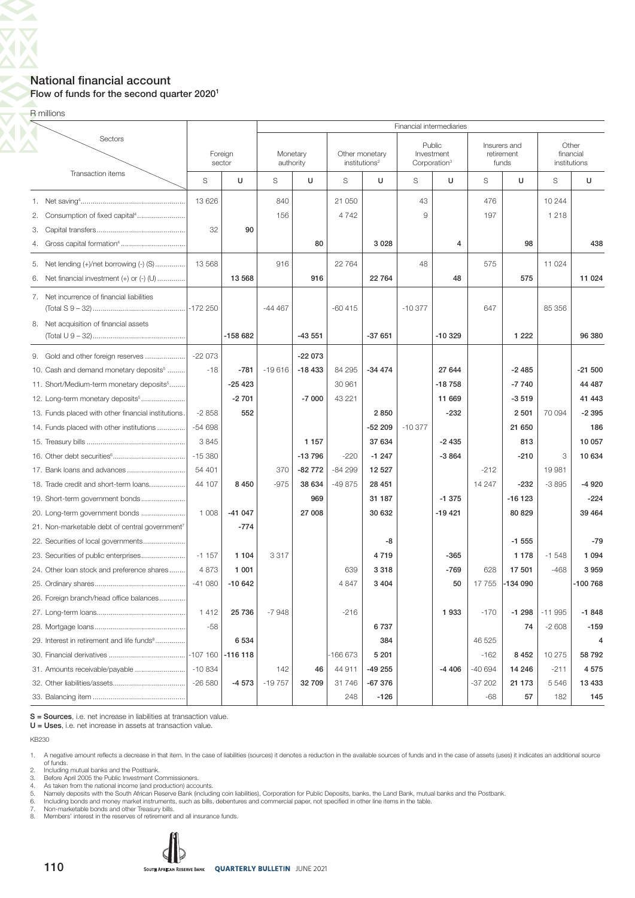## National financial account

### Flow of funds for the second quarter 2020[1]

R millions

| Sectors / Transaction items | Foreign sector | | Financial intermediaries: Monetary authority | | Other monetary institutions[2] | | Public Investment Corporation[3] | | Insurers and retirement funds | | Other financial institutions | |
|---|---|---|---|---|---|---|---|---|---|---|---|---|
| | S | U | S | U | S | U | S | U | S | U | S | U |
| 1. Net saving[4] | 13 626 | | 840 | | 21 050 | | 43 | | 476 | | 10 244 | |
| 2. Consumption of fixed capital[4] | | | 156 | | 4 742 | | 9 | | 197 | | 1 218 | |
| 3. Capital transfers | 32 | 90 | | | | | | | | | | |
| 4. Gross capital formation[4] | | | | 80 | | 3 028 | | 4 | | 98 | | 438 |
| 5. Net lending (+)/net borrowing (-) (S) | 13 568 | | 916 | | 22 764 | | 48 | | 575 | | 11 024 | |
| 6. Net financial investment (+) or (-) (U) | | 13 568 | | 916 | | 22 764 | | 48 | | 575 | | 11 024 |
| 7. Net incurrence of financial liabilities (Total S 9 – 32) | -172 250 | | -44 467 | | -60 415 | | -10 377 | | 647 | | 85 356 | |
| 8. Net acquisition of financial assets (Total U 9 – 32) | | -158 682 | | -43 551 | | -37 651 | | -10 329 | | 1 222 | | 96 380 |
| 9. Gold and other foreign reserves | -22 073 | | | -22 073 | | | | | | | | |
| 10. Cash and demand monetary deposits[5] | -18 | -781 | -19 616 | -18 433 | 84 295 | -34 474 | | 27 644 | | -2 485 | | -21 500 |
| 11. Short/Medium-term monetary deposits[5] | | -25 423 | | | 30 961 | | | -18 758 | | -7 740 | | 44 487 |
| 12. Long-term monetary deposits[5] | | -2 701 | | -7 000 | 43 221 | | | 11 669 | | -3 519 | | 41 443 |
| 13. Funds placed with other financial institutions | -2 858 | 552 | | | | 2 850 | | -232 | | 2 501 | 70 094 | -2 395 |
| 14. Funds placed with other institutions | -54 698 | | | | | -52 209 | -10 377 | | | 21 650 | | 186 |
| 15. Treasury bills | 3 845 | | | 1 157 | | 37 634 | | -2 435 | | 813 | | 10 057 |
| 16. Other debt securities[6] | -15 380 | | | -13 796 | -220 | -1 247 | | -3 864 | | -210 | 3 | 10 634 |
| 17. Bank loans and advances | 54 401 | | 370 | -82 772 | -84 299 | 12 527 | | | -212 | | 19 981 | |
| 18. Trade credit and short-term loans | 44 107 | 8 450 | -975 | 38 634 | -49 875 | 28 451 | | | 14 247 | -232 | -3 895 | -4 920 |
| 19. Short-term government bonds | | | | 969 | | 31 187 | | -1 375 | | -16 123 | | -224 |
| 20. Long-term government bonds | 1 008 | -41 047 | | 27 008 | | 30 632 | | -19 421 | | 80 829 | | 39 464 |
| 21. Non-marketable debt of central government[7] | | -774 | | | | | | | | | | |
| 22. Securities of local governments | | | | | | -8 | | | | -1 555 | | -79 |
| 23. Securities of public enterprises | -1 157 | 1 104 | 3 317 | | | 4 719 | | -365 | | 1 178 | -1 548 | 1 094 |
| 24. Other loan stock and preference shares | 4 873 | 1 001 | | | 639 | 3 318 | | -769 | 628 | 17 501 | -468 | 3 959 |
| 25. Ordinary shares | -41 080 | -10 642 | | | 4 847 | 3 404 | | 50 | 17 755 | -134 090 | | -100 768 |
| 26. Foreign branch/head office balances | | | | | | | | | | | | |
| 27. Long-term loans | 1 412 | 25 736 | -7 948 | | -216 | | | 1 933 | -170 | -1 298 | -11 995 | -1 848 |
| 28. Mortgage loans | -58 | | | | | 6 737 | | | | 74 | -2 608 | -159 |
| 29. Interest in retirement and life funds[8] | | 6 534 | | | | 384 | | | 46 525 | | | 4 |
| 30. Financial derivatives | -107 160 | -116 118 | | | -166 673 | 5 201 | | | -162 | 8 452 | 10 275 | 58 792 |
| 31. Amounts receivable/payable | -10 834 | | 142 | 46 | 44 911 | -49 255 | | -4 406 | -40 694 | 14 246 | -211 | 4 575 |
| 32. Other liabilities/assets | -26 580 | -4 573 | -19 757 | 32 709 | 31 746 | -67 376 | | | -37 202 | 21 173 | 5 546 | 13 433 |
| 33. Balancing item | | | | | 248 | -126 | | | -68 | 57 | 182 | 145 |

**S = Sources**, i.e. net increase in liabilities at transaction value.
**U = Uses**, i.e. net increase in assets at transaction value.

KB230

1. A negative amount reflects a decrease in that item. In the case of liabilities (sources) it denotes a reduction in the available sources of funds and in the case of assets (uses) it indicates an additional source of funds.
2. Including mutual banks and the Postbank.
3. Before April 2005 the Public Investment Commissioners.
4. As taken from the national income (and production) accounts.
5. Namely deposits with the South African Reserve Bank (including coin liabilities), Corporation for Public Deposits, banks, the Land Bank, mutual banks and the Postbank.
6. Including bonds and money market instruments, such as bills, debentures and commercial paper, not specified in other line items in the table.
7. Non-marketable bonds and other Treasury bills.
8. Members' interest in the reserves of retirement and all insurance funds.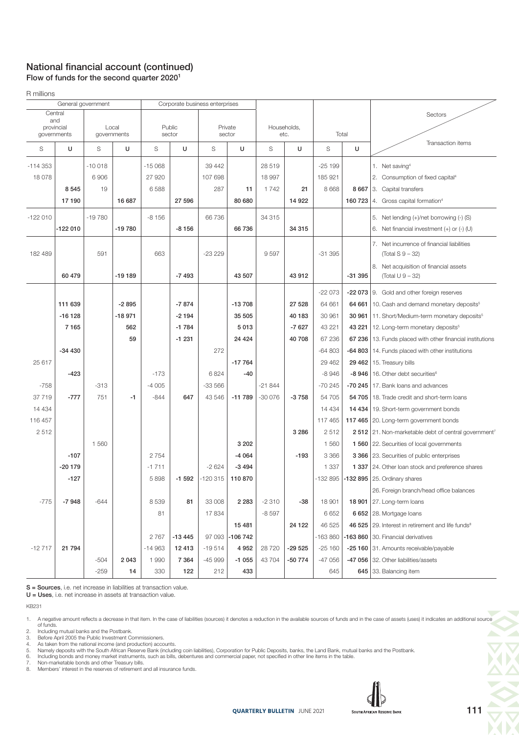## National financial account (continued)
### Flow of funds for the second quarter 2020[1]

R millions

| General government | | | | Corporate business enterprises | | | | | | | | Sectors / Transaction items |
|---|---|---|---|---|---|---|---|---|---|---|---|---|
| Central and provincial governments | | Local governments | | Public sector | | Private sector | | Households, etc. | | Total | | |
| S | U | S | U | S | U | S | U | S | U | S | U | |
| -114 353 | | -10 018 | | -15 068 | | 39 442 | | 28 519 | | -25 199 | | 1. Net saving[4] |
| 18 078 | | 6 906 | | 27 920 | | 107 698 | | 18 997 | | 185 921 | | 2. Consumption of fixed capital[4] |
| | **8 545** | 19 | | 6 588 | | 287 | **11** | 1 742 | **21** | 8 668 | **8 667** | 3. Capital transfers |
| | **17 190** | | **16 687** | | **27 596** | | **80 680** | | **14 922** | | **160 723** | 4. Gross capital formation[4] |
| -122 010 | | -19 780 | | -8 156 | | 66 736 | | 34 315 | | | | 5. Net lending (+)/net borrowing (-) (S) |
| | **-122 010** | | **-19 780** | | **-8 156** | | **66 736** | | **34 315** | | | 6. Net financial investment (+) or (-) (U) |
| 182 489 | | 591 | | 663 | | -23 229 | | 9 597 | | -31 395 | | 7. Net incurrence of financial liabilities (Total S 9 – 32) |
| | **60 479** | | **-19 189** | | **-7 493** | | **43 507** | | **43 912** | | **-31 395** | 8. Net acquisition of financial assets (Total U 9 – 32) |
| | | | | | | | | | | -22 073 | **-22 073** | 9. Gold and other foreign reserves |
| | **111 639** | | **-2 895** | | **-7 874** | | **-13 708** | | **27 528** | 64 661 | **64 661** | 10. Cash and demand monetary deposits[5] |
| | **-16 128** | | **-18 971** | | **-2 194** | | **35 505** | | **40 183** | 30 961 | **30 961** | 11. Short/Medium-term monetary deposits[5] |
| | **7 165** | | **562** | | **-1 784** | | **5 013** | | **-7 627** | 43 221 | **43 221** | 12. Long-term monetary deposits[5] |
| | | | **59** | | **-1 231** | | **24 424** | | **40 708** | 67 236 | **67 236** | 13. Funds placed with other financial institutions |
| | **-34 430** | | | | | 272 | | | | -64 803 | **-64 803** | 14. Funds placed with other institutions |
| 25 617 | | | | | | | **-17 764** | | | 29 462 | **29 462** | 15. Treasury bills |
| | **-423** | | | -173 | | 6 824 | **-40** | | | -8 946 | **-8 946** | 16. Other debt securities[6] |
| -758 | | -313 | | -4 005 | | -33 566 | | -21 844 | | -70 245 | **-70 245** | 17. Bank loans and advances |
| 37 719 | **-777** | 751 | **-1** | -844 | **647** | 43 546 | **-11 789** | -30 076 | **-3 758** | 54 705 | **54 705** | 18. Trade credit and short-term loans |
| 14 434 | | | | | | | | | | 14 434 | **14 434** | 19. Short-term government bonds |
| 116 457 | | | | | | | | | | 117 465 | **117 465** | 20. Long-term government bonds |
| 2 512 | | | | | | | | | **3 286** | 2 512 | **2 512** | 21. Non-marketable debt of central government[7] |
| | | 1 560 | | | | | **3 202** | | | 1 560 | **1 560** | 22. Securities of local governments |
| | **-107** | | | 2 754 | | | **-4 064** | | **-193** | 3 366 | **3 366** | 23. Securities of public enterprises |
| | **-20 179** | | | -1 711 | | -2 624 | **-3 494** | | | 1 337 | **1 337** | 24. Other loan stock and preference shares |
| | **-127** | | | 5 898 | **-1 592** | -120 315 | **110 870** | | | -132 895 | **-132 895** | 25. Ordinary shares |
| | | | | | | | | | | | | 26. Foreign branch/head office balances |
| -775 | **-7 948** | -644 | | 8 539 | **81** | 33 008 | **2 283** | -2 310 | **-38** | 18 901 | **18 901** | 27. Long-term loans |
| | | | | 81 | | 17 834 | | -8 597 | | 6 652 | **6 652** | 28. Mortgage loans |
| | | | | | | | **15 481** | | **24 122** | 46 525 | **46 525** | 29. Interest in retirement and life funds[8] |
| | | | | 2 767 | **-13 445** | 97 093 | **-106 742** | | | -163 860 | **-163 860** | 30. Financial derivatives |
| -12 717 | **21 794** | | | -14 963 | **12 413** | -19 514 | **4 952** | 28 720 | **-29 525** | -25 160 | **-25 160** | 31. Amounts receivable/payable |
| | | -504 | **2 043** | 1 990 | **7 364** | -45 999 | **-1 055** | 43 704 | **-50 774** | -47 056 | **-47 056** | 32. Other liabilities/assets |
| | | -259 | **14** | 330 | **122** | 212 | **433** | | | 645 | **645** | 33. Balancing item |

**S = Sources**, i.e. net increase in liabilities at transaction value.
**U = Uses**, i.e. net increase in assets at transaction value.

KB231

1. A negative amount reflects a decrease in that item. In the case of liabilities (sources) it denotes a reduction in the available sources of funds and in the case of assets (uses) it indicates an additional source of funds.
2. Including mutual banks and the Postbank.
3. Before April 2005 the Public Investment Commissioners.
4. As taken from the national income (and production) accounts.
5. Namely deposits with the South African Reserve Bank (including coin liabilities), Corporation for Public Deposits, banks, the Land Bank, mutual banks and the Postbank.
6. Including bonds and money market instruments, such as bills, debentures and commercial paper, not specified in other line items in the table.
7. Non-marketable bonds and other Treasury bills.
8. Members' interest in the reserves of retirement and all insurance funds.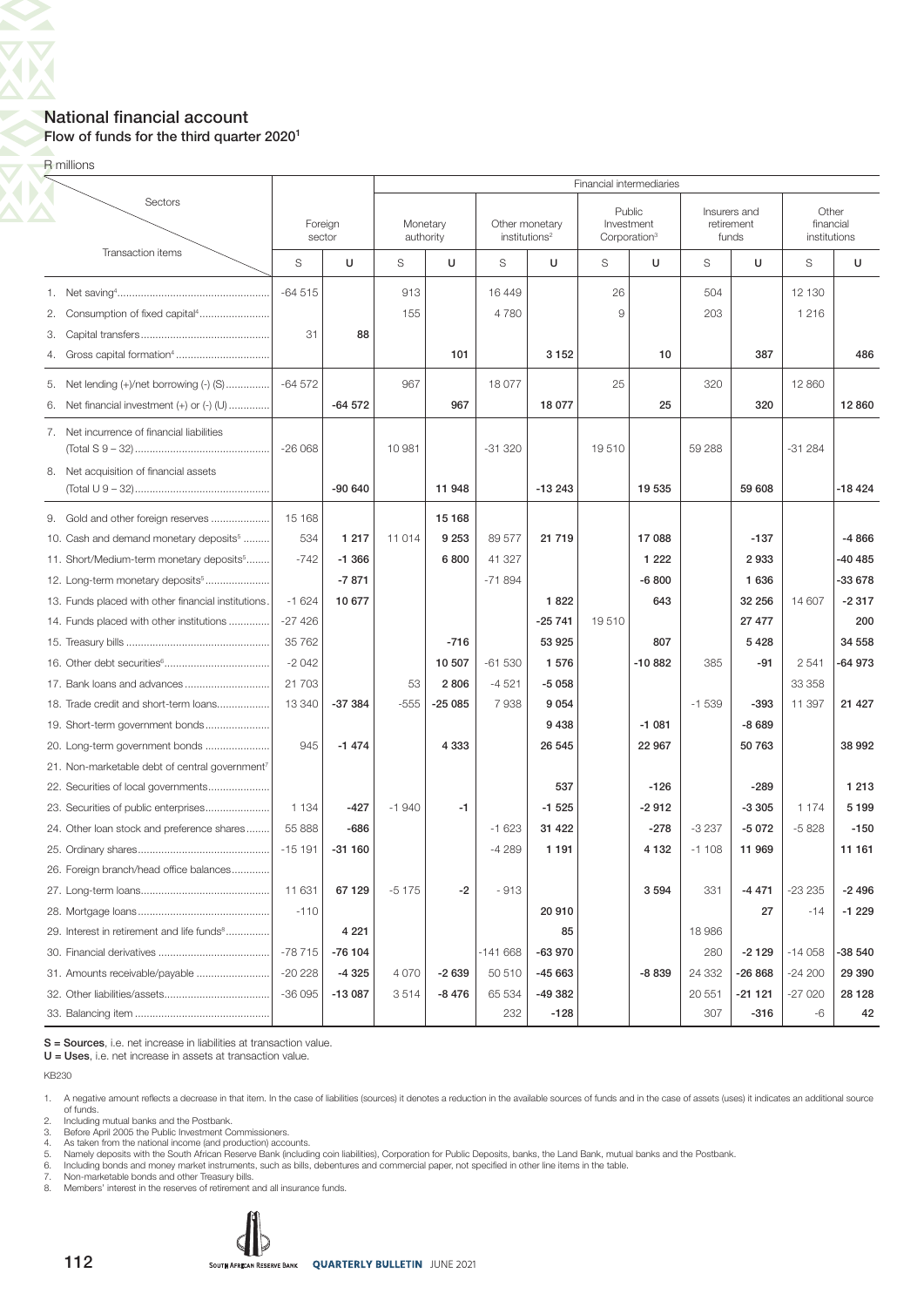## National financial account

### Flow of funds for the third quarter 2020[1]

R millions

| Sectors / Transaction items | Foreign sector | | Financial intermediaries | | | | | | | | | |
|---|---|---|---|---|---|---|---|---|---|---|---|---|
| | | | Monetary authority | | Other monetary institutions[2] | | Public Investment Corporation[3] | | Insurers and retirement funds | | Other financial institutions | |
| | S | U | S | U | S | U | S | U | S | U | S | U |
| 1. Net saving[4] | -64 515 | | 913 | | 16 449 | | 26 | | 504 | | 12 130 | |
| 2. Consumption of fixed capital[4] | | | 155 | | 4 780 | | 9 | | 203 | | 1 216 | |
| 3. Capital transfers | 31 | **88** | | | | | | | | | | |
| 4. Gross capital formation[4] | | | | **101** | | **3 152** | | **10** | | **387** | | **486** |
| 5. Net lending (+)/net borrowing (-) (S) | -64 572 | | 967 | | 18 077 | | 25 | | 320 | | 12 860 | |
| 6. Net financial investment (+) or (-) (U) | | **-64 572** | | **967** | | **18 077** | | **25** | | **320** | | **12 860** |
| 7. Net incurrence of financial liabilities (Total S 9 – 32) | -26 068 | | 10 981 | | -31 320 | | 19 510 | | 59 288 | | -31 284 | |
| 8. Net acquisition of financial assets (Total U 9 – 32) | | **-90 640** | | **11 948** | | **-13 243** | | **19 535** | | **59 608** | | **-18 424** |
| 9. Gold and other foreign reserves | 15 168 | | | **15 168** | | | | | | | | |
| 10. Cash and demand monetary deposits[5] | 534 | **1 217** | 11 014 | **9 253** | 89 577 | **21 719** | | **17 088** | | **-137** | | **-4 866** |
| 11. Short/Medium-term monetary deposits[5] | -742 | **-1 366** | | **6 800** | 41 327 | | | **1 222** | | **2 933** | | **-40 485** |
| 12. Long-term monetary deposits[5] | | **-7 871** | | | -71 894 | | | **-6 800** | | **1 636** | | **-33 678** |
| 13. Funds placed with other financial institutions | -1 624 | **10 677** | | | | **1 822** | | **643** | | **32 256** | 14 607 | **-2 317** |
| 14. Funds placed with other institutions | -27 426 | | | | | **-25 741** | 19 510 | | | **27 477** | | **200** |
| 15. Treasury bills | 35 762 | | | **-716** | | **53 925** | | **807** | | **5 428** | | **34 558** |
| 16. Other debt securities[6] | -2 042 | | | **10 507** | -61 530 | **1 576** | | **-10 882** | 385 | **-91** | 2 541 | **-64 973** |
| 17. Bank loans and advances | 21 703 | | 53 | **2 806** | -4 521 | **-5 058** | | | | | 33 358 | |
| 18. Trade credit and short-term loans | 13 340 | **-37 384** | -555 | **-25 085** | 7 938 | **9 054** | | | -1 539 | **-393** | 11 397 | **21 427** |
| 19. Short-term government bonds | | | | | | **9 438** | | **-1 081** | | **-8 689** | | |
| 20. Long-term government bonds | 945 | **-1 474** | | **4 333** | | **26 545** | | **22 967** | | **50 763** | | **38 992** |
| 21. Non-marketable debt of central government[7] | | | | | | | | | | | | |
| 22. Securities of local governments | | | | | | **537** | | **-126** | | **-289** | | **1 213** |
| 23. Securities of public enterprises | 1 134 | **-427** | -1 940 | **-1** | | **-1 525** | | **-2 912** | | **-3 305** | 1 174 | **5 199** |
| 24. Other loan stock and preference shares | 55 888 | **-686** | | | -1 623 | **31 422** | | **-278** | -3 237 | **-5 072** | -5 828 | **-150** |
| 25. Ordinary shares | -15 191 | **-31 160** | | | -4 289 | **1 191** | | **4 132** | -1 108 | **11 969** | | **11 161** |
| 26. Foreign branch/head office balances | | | | | | | | | | | | |
| 27. Long-term loans | 11 631 | **67 129** | -5 175 | **-2** | - 913 | | | **3 594** | 331 | **-4 471** | -23 235 | **-2 496** |
| 28. Mortgage loans | -110 | | | | | **20 910** | | | | **27** | -14 | **-1 229** |
| 29. Interest in retirement and life funds[8] | | **4 221** | | | | **85** | | | 18 986 | | | |
| 30. Financial derivatives | -78 715 | **-76 104** | | | -141 668 | **-63 970** | | | 280 | **-2 129** | -14 058 | **-38 540** |
| 31. Amounts receivable/payable | -20 228 | **-4 325** | 4 070 | **-2 639** | 50 510 | **-45 663** | | **-8 839** | 24 332 | **-26 868** | -24 200 | **29 390** |
| 32. Other liabilities/assets | -36 095 | **-13 087** | 3 514 | **-8 476** | 65 534 | **-49 382** | | | 20 551 | **-21 121** | -27 020 | **28 128** |
| 33. Balancing item | | | | | 232 | **-128** | | | 307 | **-316** | -6 | **42** |

S = **Sources**, i.e. net increase in liabilities at transaction value.
U = **Uses**, i.e. net increase in assets at transaction value.

KB230

1. A negative amount reflects a decrease in that item. In the case of liabilities (sources) it denotes a reduction in the available sources of funds and in the case of assets (uses) it indicates an additional source of funds.
2. Including mutual banks and the Postbank.
3. Before April 2005 the Public Investment Commissioners.
4. As taken from the national income (and production) accounts.
5. Namely deposits with the South African Reserve Bank (including coin liabilities), Corporation for Public Deposits, banks, the Land Bank, mutual banks and the Postbank.
6. Including bonds and money market instruments, such as bills, debentures and commercial paper, not specified in other line items in the table.
7. Non-marketable bonds and other Treasury bills.
8. Members' interest in the reserves of retirement and all insurance funds.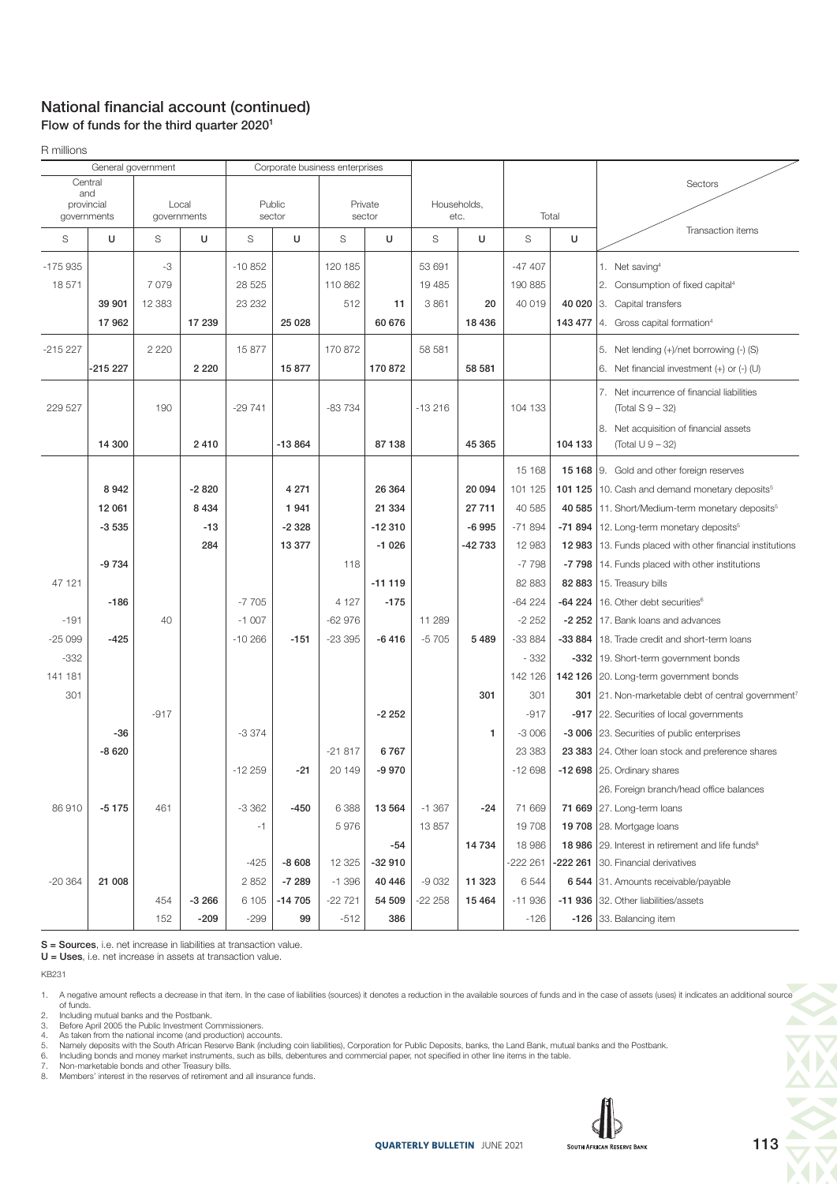## National financial account (continued)

### Flow of funds for the third quarter 2020[1]

R millions

| General government | | | | Corporate business enterprises | | | | | | | | Sectors / Transaction items |
|---|---|---|---|---|---|---|---|---|---|---|---|---|
| Central and provincial governments | | Local governments | | Public sector | | Private sector | | Households, etc. | | Total | | |
| S | U | S | U | S | U | S | U | S | U | S | U | |
| -175 935 | | -3 | | -10 852 | | 120 185 | | 53 691 | | -47 407 | | 1. Net saving[4] |
| 18 571 | | 7 079 | | 28 525 | | 110 862 | | 19 485 | | 190 885 | | 2. Consumption of fixed capital[4] |
| | **39 901** | 12 383 | | 23 232 | | 512 | **11** | 3 861 | **20** | 40 019 | **40 020** | 3. Capital transfers |
| | **17 962** | | **17 239** | | **25 028** | | **60 676** | | **18 436** | | **143 477** | 4. Gross capital formation[4] |
| -215 227 | | 2 220 | | 15 877 | | 170 872 | | 58 581 | | | | 5. Net lending (+)/net borrowing (-) (S) |
| | **-215 227** | | **2 220** | | **15 877** | | **170 872** | | **58 581** | | | 6. Net financial investment (+) or (-) (U) |
| 229 527 | | 190 | | -29 741 | | -83 734 | | -13 216 | | 104 133 | | 7. Net incurrence of financial liabilities (Total S 9 – 32) |
| | **14 300** | | **2 410** | | **-13 864** | | **87 138** | | **45 365** | | **104 133** | 8. Net acquisition of financial assets (Total U 9 – 32) |
| | | | | | | | | | | 15 168 | **15 168** | 9. Gold and other foreign reserves |
| | **8 942** | | **-2 820** | | **4 271** | | **26 364** | | **20 094** | 101 125 | **101 125** | 10. Cash and demand monetary deposits[5] |
| | **12 061** | | **8 434** | | **1 941** | | **21 334** | | **27 711** | 40 585 | **40 585** | 11. Short/Medium-term monetary deposits[5] |
| | **-3 535** | | **-13** | | **-2 328** | | **-12 310** | | **-6 995** | -71 894 | **-71 894** | 12. Long-term monetary deposits[5] |
| | | | **284** | | **13 377** | | **-1 026** | | **-42 733** | 12 983 | **12 983** | 13. Funds placed with other financial institutions |
| | **-9 734** | | | | | 118 | | | | -7 798 | **-7 798** | 14. Funds placed with other institutions |
| 47 121 | | | | | | | **-11 119** | | | 82 883 | **82 883** | 15. Treasury bills |
| | **-186** | | | -7 705 | | 4 127 | **-175** | | | -64 224 | **-64 224** | 16. Other debt securities[6] |
| -191 | | 40 | | -1 007 | | -62 976 | | 11 289 | | -2 252 | **-2 252** | 17. Bank loans and advances |
| -25 099 | **-425** | | | -10 266 | **-151** | -23 395 | **-6 416** | -5 705 | **5 489** | -33 884 | **-33 884** | 18. Trade credit and short-term loans |
| -332 | | | | | | | | | | - 332 | **-332** | 19. Short-term government bonds |
| 141 181 | | | | | | | | | | 142 126 | **142 126** | 20. Long-term government bonds |
| 301 | | | | | | | | | **301** | 301 | **301** | 21. Non-marketable debt of central government[7] |
| | | -917 | | | | | **-2 252** | | | -917 | **-917** | 22. Securities of local governments |
| | **-36** | | | -3 374 | | | | | **1** | -3 006 | **-3 006** | 23. Securities of public enterprises |
| | **-8 620** | | | | | -21 817 | **6 767** | | | 23 383 | **23 383** | 24. Other loan stock and preference shares |
| | | | | -12 259 | **-21** | 20 149 | **-9 970** | | | -12 698 | **-12 698** | 25. Ordinary shares |
| | | | | | | | | | | | | 26. Foreign branch/head office balances |
| 86 910 | **-5 175** | 461 | | -3 362 | **-450** | 6 388 | **13 564** | -1 367 | **-24** | 71 669 | **71 669** | 27. Long-term loans |
| | | | | -1 | | 5 976 | | 13 857 | | 19 708 | **19 708** | 28. Mortgage loans |
| | | | | | | | **-54** | | **14 734** | 18 986 | **18 986** | 29. Interest in retirement and life funds[8] |
| | | | | -425 | **-8 608** | 12 325 | **-32 910** | | | -222 261 | **-222 261** | 30. Financial derivatives |
| -20 364 | **21 008** | | | 2 852 | **-7 289** | -1 396 | **40 446** | -9 032 | **11 323** | 6 544 | **6 544** | 31. Amounts receivable/payable |
| | | 454 | **-3 266** | 6 105 | **-14 705** | -22 721 | **54 509** | -22 258 | **15 464** | -11 936 | **-11 936** | 32. Other liabilities/assets |
| | | 152 | **-209** | -299 | **99** | -512 | **386** | | | -126 | **-126** | 33. Balancing item |

**S = Sources**, i.e. net increase in liabilities at transaction value.
**U = Uses**, i.e. net increase in assets at transaction value.

KB231

1. A negative amount reflects a decrease in that item. In the case of liabilities (sources) it denotes a reduction in the available sources of funds and in the case of assets (uses) it indicates an additional source of funds.
2. Including mutual banks and the Postbank.
3. Before April 2005 the Public Investment Commissioners.
4. As taken from the national income (and production) accounts.
5. Namely deposits with the South African Reserve Bank (including coin liabilities), Corporation for Public Deposits, banks, the Land Bank, mutual banks and the Postbank.
6. Including bonds and money market instruments, such as bills, debentures and commercial paper, not specified in other line items in the table.
7. Non-marketable bonds and other Treasury bills.
8. Members' interest in the reserves of retirement and all insurance funds.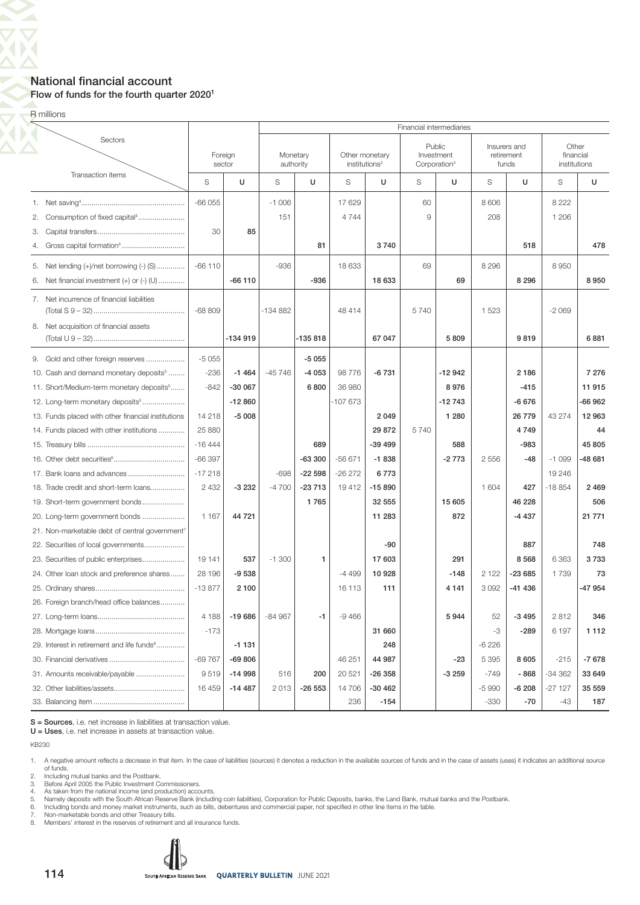## National financial account

### Flow of funds for the fourth quarter 2020[1]

R millions

| Sectors / Transaction items | Foreign sector S | Foreign sector U | Monetary authority S | Monetary authority U | Other monetary institutions[2] S | Other monetary institutions[2] U | Public Investment Corporation[3] S | Public Investment Corporation[3] U | Insurers and retirement funds S | Insurers and retirement funds U | Other financial institutions S | Other financial institutions U |
|---|---|---|---|---|---|---|---|---|---|---|---|---|
| | | | Financial intermediaries | | | | | | | | | |
| 1. Net saving[4] | -66 055 | | -1 006 | | 17 629 | | 60 | | 8 606 | | 8 222 | |
| 2. Consumption of fixed capital[4] | | | 151 | | 4 744 | | 9 | | 208 | | 1 206 | |
| 3. Capital transfers | 30 | 85 | | | | | | | | | | |
| 4. Gross capital formation[4] | | | | 81 | | 3 740 | | | | 518 | | 478 |
| 5. Net lending (+)/net borrowing (-) (S) | -66 110 | | -936 | | 18 633 | | 69 | | 8 296 | | 8 950 | |
| 6. Net financial investment (+) or (-) (U) | | -66 110 | | -936 | | 18 633 | | 69 | | 8 296 | | 8 950 |
| 7. Net incurrence of financial liabilities (Total S 9 – 32) | -68 809 | | -134 882 | | 48 414 | | 5 740 | | 1 523 | | -2 069 | |
| 8. Net acquisition of financial assets (Total U 9 – 32) | | -134 919 | | -135 818 | | 67 047 | | 5 809 | | 9 819 | | 6 881 |
| 9. Gold and other foreign reserves | -5 055 | | | -5 055 | | | | | | | | |
| 10. Cash and demand monetary deposits[5] | -236 | -1 464 | -45 746 | -4 053 | 98 776 | -6 731 | | -12 942 | | 2 186 | | 7 276 |
| 11. Short/Medium-term monetary deposits[5] | -842 | -30 067 | | 6 800 | 36 980 | | | 8 976 | | -415 | | 11 915 |
| 12. Long-term monetary deposits[5] | | -12 860 | | | -107 673 | | | -12 743 | | -6 676 | | -66 962 |
| 13. Funds placed with other financial institutions | 14 218 | -5 008 | | | | 2 049 | | 1 280 | | 26 779 | 43 274 | 12 963 |
| 14. Funds placed with other institutions | 25 880 | | | | | 29 872 | 5 740 | | | 4 749 | | 44 |
| 15. Treasury bills | -16 444 | | | 689 | | -39 499 | | 588 | | -983 | | 45 805 |
| 16. Other debt securities[6] | -66 397 | | | -63 300 | -56 671 | -1 838 | | -2 773 | 2 556 | -48 | -1 099 | -48 681 |
| 17. Bank loans and advances | -17 218 | | -698 | -22 598 | -26 272 | 6 773 | | | | | 19 246 | |
| 18. Trade credit and short-term loans | 2 432 | -3 232 | -4 700 | -23 713 | 19 412 | -15 890 | | | 1 604 | 427 | -18 854 | 2 469 |
| 19. Short-term government bonds | | | | 1 765 | | 32 555 | | 15 605 | | 46 228 | | 506 |
| 20. Long-term government bonds | 1 167 | 44 721 | | | | 11 283 | | 872 | | -4 437 | | 21 771 |
| 21. Non-marketable debt of central government[7] | | | | | | | | | | | | |
| 22. Securities of local governments | | | | | | -90 | | | | 887 | | 748 |
| 23. Securities of public enterprises | 19 141 | 537 | -1 300 | 1 | | 17 603 | | 291 | | 8 568 | 6 363 | 3 733 |
| 24. Other loan stock and preference shares | 28 196 | -9 538 | | | -4 499 | 10 928 | | -148 | 2 122 | -23 685 | 1 739 | 73 |
| 25. Ordinary shares | -13 877 | 2 100 | | | 16 113 | 111 | | 4 141 | 3 092 | -41 436 | | -47 954 |
| 26. Foreign branch/head office balances | | | | | | | | | | | | |
| 27. Long-term loans | 4 188 | -19 686 | -84 967 | -1 | -9 466 | | | 5 944 | 52 | -3 495 | 2 812 | 346 |
| 28. Mortgage loans | -173 | | | | | 31 660 | | | -3 | -289 | 6 197 | 1 112 |
| 29. Interest in retirement and life funds[8] | | -1 131 | | | | 248 | | | -6 226 | | | |
| 30. Financial derivatives | -69 767 | -69 806 | | | 46 251 | 44 987 | | -23 | 5 395 | 8 605 | -215 | -7 678 |
| 31. Amounts receivable/payable | 9 519 | -14 998 | 516 | 200 | 20 521 | -26 358 | | -3 259 | -749 | -868 | -34 362 | 33 649 |
| 32. Other liabilities/assets | 16 459 | -14 487 | 2 013 | -26 553 | 14 706 | -30 462 | | | -5 990 | -6 208 | -27 127 | 35 559 |
| 33. Balancing item | | | | | 236 | -154 | | | -330 | -70 | -43 | 187 |

**S = Sources**, i.e. net increase in liabilities at transaction value.
**U = Uses**, i.e. net increase in assets at transaction value.

KB230

1. A negative amount reflects a decrease in that item. In the case of liabilities (sources) it denotes a reduction in the available sources of funds and in the case of assets (uses) it indicates an additional source of funds.
2. Including mutual banks and the Postbank.
3. Before April 2005 the Public Investment Commissioners.
4. As taken from the national income (and production) accounts.
5. Namely deposits with the South African Reserve Bank (including coin liabilities), Corporation for Public Deposits, banks, the Land Bank, mutual banks and the Postbank.
6. Including bonds and money market instruments, such as bills, debentures and commercial paper, not specified in other line items in the table.
7. Non-marketable bonds and other Treasury bills.
8. Members' interest in the reserves of retirement and all insurance funds.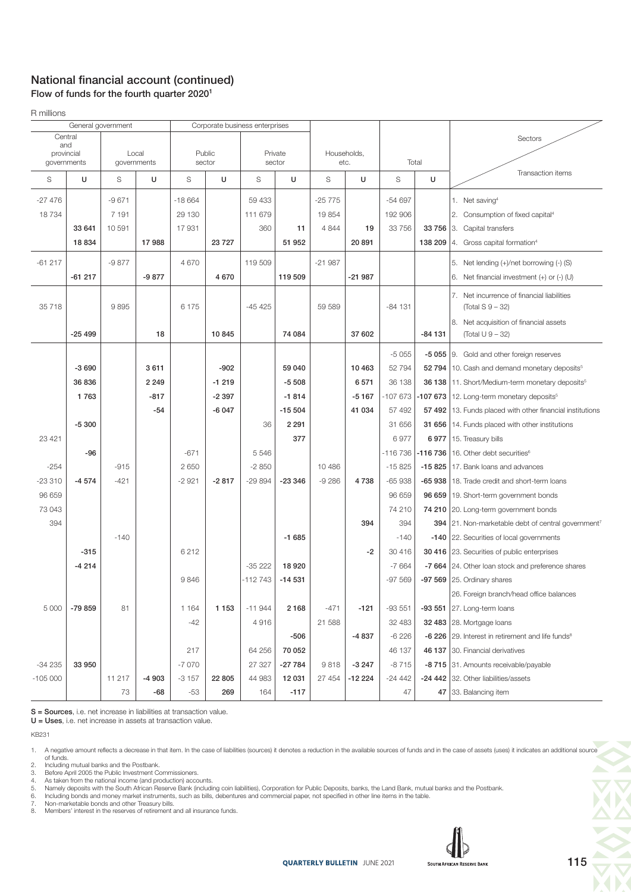## National financial account (continued)

### Flow of funds for the fourth quarter 2020[1]

R millions

| General government | | | | Corporate business enterprises | | | | | | | | Sectors / Transaction items |
|---|---|---|---|---|---|---|---|---|---|---|---|---|
| Central and provincial governments | | Local governments | | Public sector | | Private sector | | Households, etc. | | Total | | |
| S | U | S | U | S | U | S | U | S | U | S | U | |
| -27 476 | | -9 671 | | -18 664 | | 59 433 | | -25 775 | | -54 697 | | 1. Net saving[4] |
| 18 734 | | 7 191 | | 29 130 | | 111 679 | | 19 854 | | 192 906 | | 2. Consumption of fixed capital[4] |
| | **33 641** | 10 591 | | 17 931 | | 360 | **11** | 4 844 | **19** | 33 756 | **33 756** | 3. Capital transfers |
| | **18 834** | | **17 988** | | **23 727** | | **51 952** | | **20 891** | | **138 209** | 4. Gross capital formation[4] |
| -61 217 | | -9 877 | | 4 670 | | 119 509 | | -21 987 | | | | 5. Net lending (+)/net borrowing (-) (S) |
| | **-61 217** | | **-9 877** | | **4 670** | | **119 509** | | **-21 987** | | | 6. Net financial investment (+) or (-) (U) |
| 35 718 | | 9 895 | | 6 175 | | -45 425 | | 59 589 | | -84 131 | | 7. Net incurrence of financial liabilities (Total S 9 – 32) |
| | **-25 499** | | **18** | | **10 845** | | **74 084** | | **37 602** | | **-84 131** | 8. Net acquisition of financial assets (Total U 9 – 32) |
| | | | | | | | | | | -5 055 | **-5 055** | 9. Gold and other foreign reserves |
| | **-3 690** | | **3 611** | | **-902** | | **59 040** | | **10 463** | 52 794 | **52 794** | 10. Cash and demand monetary deposits[5] |
| | **36 836** | | **2 249** | | **-1 219** | | **-5 508** | | **6 571** | 36 138 | **36 138** | 11. Short/Medium-term monetary deposits[5] |
| | **1 763** | | **-817** | | **-2 397** | | **-1 814** | | **-5 167** | -107 673 | **-107 673** | 12. Long-term monetary deposits[5] |
| | | | **-54** | | **-6 047** | | **-15 504** | | **41 034** | 57 492 | **57 492** | 13. Funds placed with other financial institutions |
| | **-5 300** | | | | | 36 | **2 291** | | | 31 656 | **31 656** | 14. Funds placed with other institutions |
| 23 421 | | | | | | | **377** | | | 6 977 | **6 977** | 15. Treasury bills |
| | **-96** | | | -671 | | 5 546 | | | | -116 736 | **-116 736** | 16. Other debt securities[6] |
| -254 | | -915 | | 2 650 | | -2 850 | | 10 486 | | -15 825 | **-15 825** | 17. Bank loans and advances |
| -23 310 | **-4 574** | -421 | | -2 921 | **-2 817** | -29 894 | **-23 346** | -9 286 | **4 738** | -65 938 | **-65 938** | 18. Trade credit and short-term loans |
| 96 659 | | | | | | | | | | 96 659 | **96 659** | 19. Short-term government bonds |
| 73 043 | | | | | | | | | | 74 210 | **74 210** | 20. Long-term government bonds |
| 394 | | | | | | | | | **394** | 394 | **394** | 21. Non-marketable debt of central government[7] |
| | | -140 | | | | | **-1 685** | | | -140 | **-140** | 22. Securities of local governments |
| | **-315** | | | 6 212 | | | | | **-2** | 30 416 | **30 416** | 23. Securities of public enterprises |
| | **-4 214** | | | | | -35 222 | **18 920** | | | -7 664 | **-7 664** | 24. Other loan stock and preference shares |
| | | | | 9 846 | | -112 743 | **-14 531** | | | -97 569 | **-97 569** | 25. Ordinary shares |
| | | | | | | | | | | | | 26. Foreign branch/head office balances |
| 5 000 | **-79 859** | 81 | | 1 164 | **1 153** | -11 944 | **2 168** | -471 | **-121** | -93 551 | **-93 551** | 27. Long-term loans |
| | | | | -42 | | 4 916 | | 21 588 | | 32 483 | **32 483** | 28. Mortgage loans |
| | | | | | | | **-506** | | **-4 837** | -6 226 | **-6 226** | 29. Interest in retirement and life funds[8] |
| | | | | 217 | | 64 256 | **70 052** | | | 46 137 | **46 137** | 30. Financial derivatives |
| -34 235 | **33 950** | | | -7 070 | | 27 327 | **-27 784** | 9 818 | **-3 247** | -8 715 | **-8 715** | 31. Amounts receivable/payable |
| -105 000 | | 11 217 | **-4 903** | -3 157 | **22 805** | 44 983 | **12 031** | 27 454 | **-12 224** | -24 442 | **-24 442** | 32. Other liabilities/assets |
| | | 73 | **-68** | -53 | **269** | 164 | **-117** | | | 47 | **47** | 33. Balancing item |

**S = Sources**, i.e. net increase in liabilities at transaction value.
**U = Uses**, i.e. net increase in assets at transaction value.

KB231

1. A negative amount reflects a decrease in that item. In the case of liabilities (sources) it denotes a reduction in the available sources of funds and in the case of assets (uses) it indicates an additional source of funds.
2. Including mutual banks and the Postbank.
3. Before April 2005 the Public Investment Commissioners.
4. As taken from the national income (and production) accounts.
5. Namely deposits with the South African Reserve Bank (including coin liabilities), Corporation for Public Deposits, banks, the Land Bank, mutual banks and the Postbank.
6. Including bonds and money market instruments, such as bills, debentures and commercial paper, not specified in other line items in the table.
7. Non-marketable bonds and other Treasury bills.
8. Members' interest in the reserves of retirement and all insurance funds.